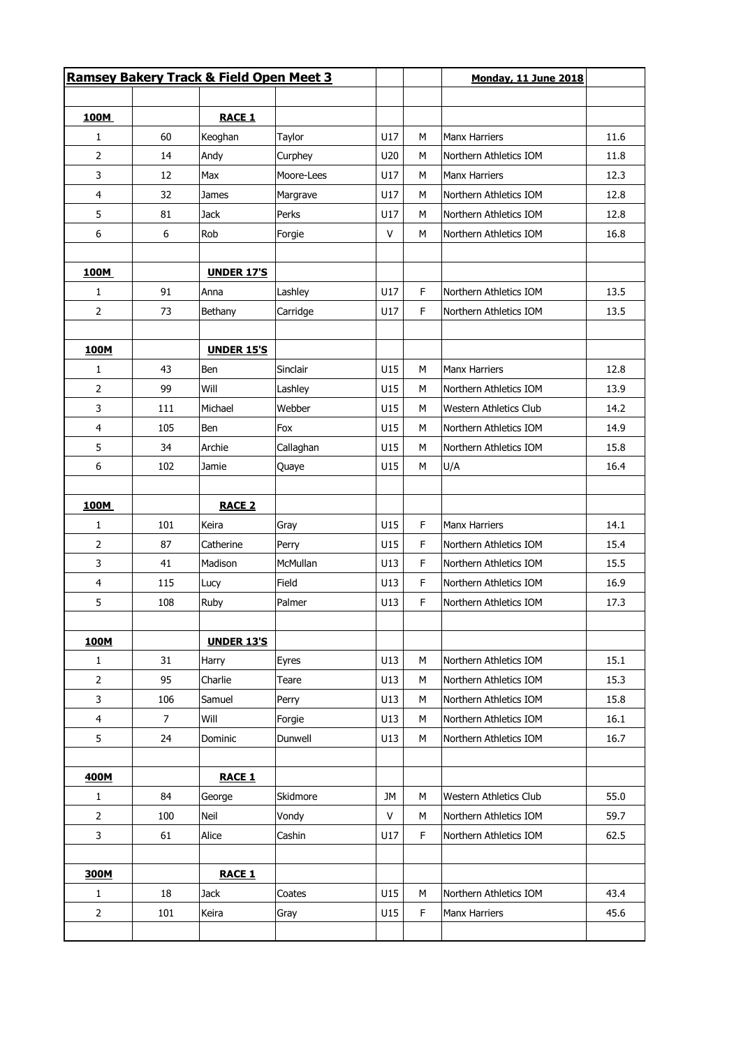| Ramsey Bakery Track & Field Open Meet 3 | | | | | | Monday, 11 June 2018 | |
|---|---|---|---|---|---|---|---|
| | | | | | | | |
| **100M** | | **RACE 1** | | | | | |
| 1 | 60 | Keoghan | Taylor | U17 | M | Manx Harriers | 11.6 |
| 2 | 14 | Andy | Curphey | U20 | M | Northern Athletics IOM | 11.8 |
| 3 | 12 | Max | Moore-Lees | U17 | M | Manx Harriers | 12.3 |
| 4 | 32 | James | Margrave | U17 | M | Northern Athletics IOM | 12.8 |
| 5 | 81 | Jack | Perks | U17 | M | Northern Athletics IOM | 12.8 |
| 6 | 6 | Rob | Forgie | V | M | Northern Athletics IOM | 16.8 |
| | | | | | | | |
| **100M** | | **UNDER 17'S** | | | | | |
| 1 | 91 | Anna | Lashley | U17 | F | Northern Athletics IOM | 13.5 |
| 2 | 73 | Bethany | Carridge | U17 | F | Northern Athletics IOM | 13.5 |
| | | | | | | | |
| **100M** | | **UNDER 15'S** | | | | | |
| 1 | 43 | Ben | Sinclair | U15 | M | Manx Harriers | 12.8 |
| 2 | 99 | Will | Lashley | U15 | M | Northern Athletics IOM | 13.9 |
| 3 | 111 | Michael | Webber | U15 | M | Western Athletics Club | 14.2 |
| 4 | 105 | Ben | Fox | U15 | M | Northern Athletics IOM | 14.9 |
| 5 | 34 | Archie | Callaghan | U15 | M | Northern Athletics IOM | 15.8 |
| 6 | 102 | Jamie | Quaye | U15 | M | U/A | 16.4 |
| | | | | | | | |
| **100M** | | **RACE 2** | | | | | |
| 1 | 101 | Keira | Gray | U15 | F | Manx Harriers | 14.1 |
| 2 | 87 | Catherine | Perry | U15 | F | Northern Athletics IOM | 15.4 |
| 3 | 41 | Madison | McMullan | U13 | F | Northern Athletics IOM | 15.5 |
| 4 | 115 | Lucy | Field | U13 | F | Northern Athletics IOM | 16.9 |
| 5 | 108 | Ruby | Palmer | U13 | F | Northern Athletics IOM | 17.3 |
| | | | | | | | |
| **100M** | | **UNDER 13'S** | | | | | |
| 1 | 31 | Harry | Eyres | U13 | M | Northern Athletics IOM | 15.1 |
| 2 | 95 | Charlie | Teare | U13 | M | Northern Athletics IOM | 15.3 |
| 3 | 106 | Samuel | Perry | U13 | M | Northern Athletics IOM | 15.8 |
| 4 | 7 | Will | Forgie | U13 | M | Northern Athletics IOM | 16.1 |
| 5 | 24 | Dominic | Dunwell | U13 | M | Northern Athletics IOM | 16.7 |
| | | | | | | | |
| **400M** | | **RACE 1** | | | | | |
| 1 | 84 | George | Skidmore | JM | M | Western Athletics Club | 55.0 |
| 2 | 100 | Neil | Vondy | V | M | Northern Athletics IOM | 59.7 |
| 3 | 61 | Alice | Cashin | U17 | F | Northern Athletics IOM | 62.5 |
| | | | | | | | |
| **300M** | | **RACE 1** | | | | | |
| 1 | 18 | Jack | Coates | U15 | M | Northern Athletics IOM | 43.4 |
| 2 | 101 | Keira | Gray | U15 | F | Manx Harriers | 45.6 |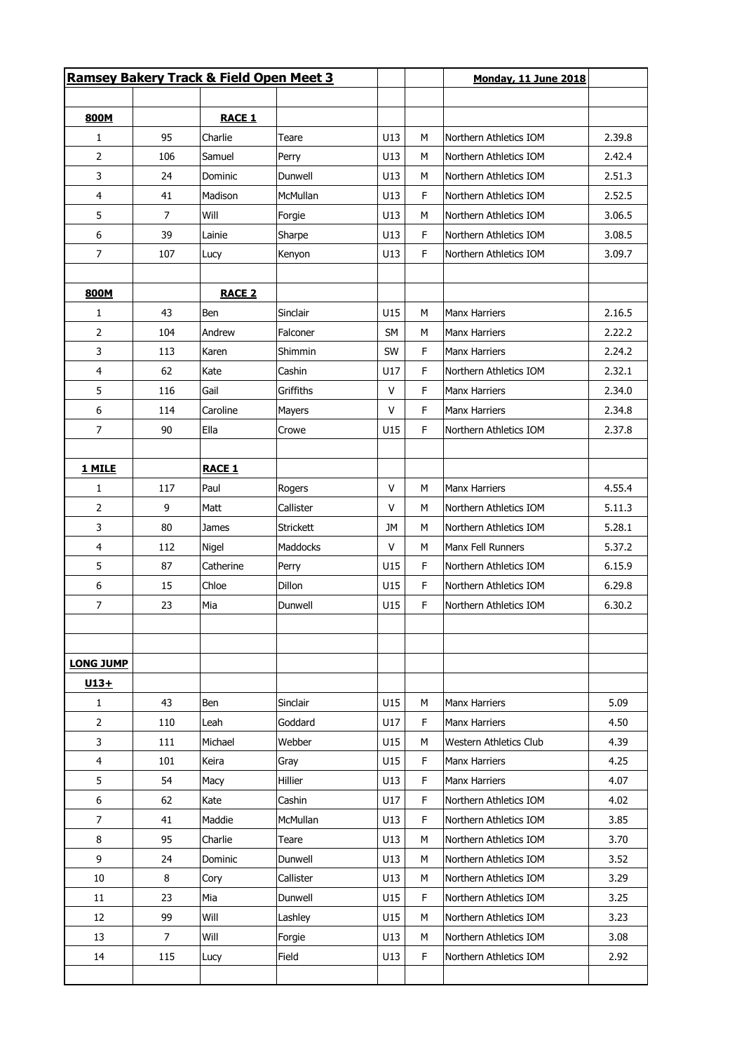| **Ramsey Bakery Track & Field Open Meet 3** | | | | | | **Monday, 11 June 2018** | |
|---|---|---|---|---|---|---|---|
| | | | | | | | |
| **800M** | | **RACE 1** | | | | | |
| 1 | 95 | Charlie | Teare | U13 | M | Northern Athletics IOM | 2.39.8 |
| 2 | 106 | Samuel | Perry | U13 | M | Northern Athletics IOM | 2.42.4 |
| 3 | 24 | Dominic | Dunwell | U13 | M | Northern Athletics IOM | 2.51.3 |
| 4 | 41 | Madison | McMullan | U13 | F | Northern Athletics IOM | 2.52.5 |
| 5 | 7 | Will | Forgie | U13 | M | Northern Athletics IOM | 3.06.5 |
| 6 | 39 | Lainie | Sharpe | U13 | F | Northern Athletics IOM | 3.08.5 |
| 7 | 107 | Lucy | Kenyon | U13 | F | Northern Athletics IOM | 3.09.7 |
| | | | | | | | |
| **800M** | | **RACE 2** | | | | | |
| 1 | 43 | Ben | Sinclair | U15 | M | Manx Harriers | 2.16.5 |
| 2 | 104 | Andrew | Falconer | SM | M | Manx Harriers | 2.22.2 |
| 3 | 113 | Karen | Shimmin | SW | F | Manx Harriers | 2.24.2 |
| 4 | 62 | Kate | Cashin | U17 | F | Northern Athletics IOM | 2.32.1 |
| 5 | 116 | Gail | Griffiths | V | F | Manx Harriers | 2.34.0 |
| 6 | 114 | Caroline | Mayers | V | F | Manx Harriers | 2.34.8 |
| 7 | 90 | Ella | Crowe | U15 | F | Northern Athletics IOM | 2.37.8 |
| | | | | | | | |
| **1 MILE** | | **RACE 1** | | | | | |
| 1 | 117 | Paul | Rogers | V | M | Manx Harriers | 4.55.4 |
| 2 | 9 | Matt | Callister | V | M | Northern Athletics IOM | 5.11.3 |
| 3 | 80 | James | Strickett | JM | M | Northern Athletics IOM | 5.28.1 |
| 4 | 112 | Nigel | Maddocks | V | M | Manx Fell Runners | 5.37.2 |
| 5 | 87 | Catherine | Perry | U15 | F | Northern Athletics IOM | 6.15.9 |
| 6 | 15 | Chloe | Dillon | U15 | F | Northern Athletics IOM | 6.29.8 |
| 7 | 23 | Mia | Dunwell | U15 | F | Northern Athletics IOM | 6.30.2 |
| | | | | | | | |
| | | | | | | | |
| **LONG JUMP** | | | | | | | |
| **U13+** | | | | | | | |
| 1 | 43 | Ben | Sinclair | U15 | M | Manx Harriers | 5.09 |
| 2 | 110 | Leah | Goddard | U17 | F | Manx Harriers | 4.50 |
| 3 | 111 | Michael | Webber | U15 | M | Western Athletics Club | 4.39 |
| 4 | 101 | Keira | Gray | U15 | F | Manx Harriers | 4.25 |
| 5 | 54 | Macy | Hillier | U13 | F | Manx Harriers | 4.07 |
| 6 | 62 | Kate | Cashin | U17 | F | Northern Athletics IOM | 4.02 |
| 7 | 41 | Maddie | McMullan | U13 | F | Northern Athletics IOM | 3.85 |
| 8 | 95 | Charlie | Teare | U13 | M | Northern Athletics IOM | 3.70 |
| 9 | 24 | Dominic | Dunwell | U13 | M | Northern Athletics IOM | 3.52 |
| 10 | 8 | Cory | Callister | U13 | M | Northern Athletics IOM | 3.29 |
| 11 | 23 | Mia | Dunwell | U15 | F | Northern Athletics IOM | 3.25 |
| 12 | 99 | Will | Lashley | U15 | M | Northern Athletics IOM | 3.23 |
| 13 | 7 | Will | Forgie | U13 | M | Northern Athletics IOM | 3.08 |
| 14 | 115 | Lucy | Field | U13 | F | Northern Athletics IOM | 2.92 |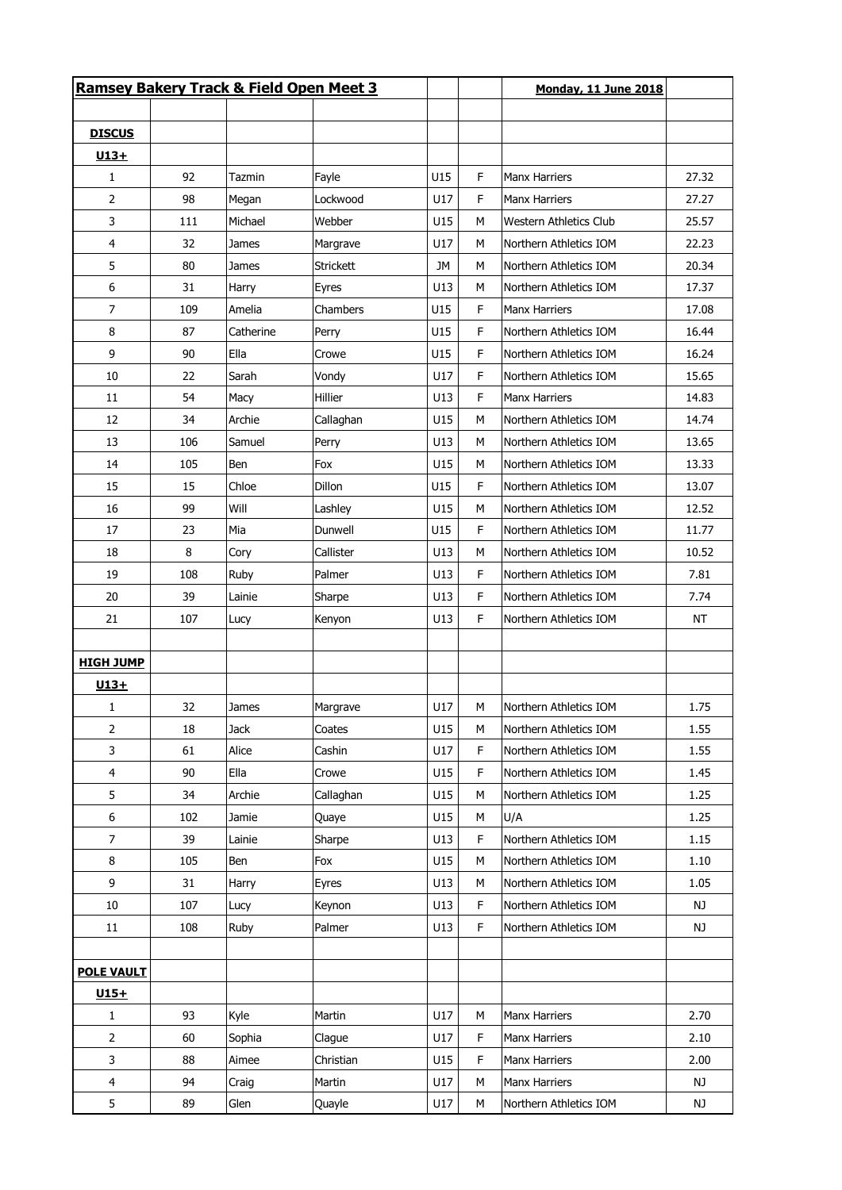| Ramsey Bakery Track & Field Open Meet 3 | | | | | | Monday, 11 June 2018 | |
|---|---|---|---|---|---|---|---|
| | | | | | | | |
| **DISCUS** | | | | | | | |
| **U13+** | | | | | | | |
| 1 | 92 | Tazmin | Fayle | U15 | F | Manx Harriers | 27.32 |
| 2 | 98 | Megan | Lockwood | U17 | F | Manx Harriers | 27.27 |
| 3 | 111 | Michael | Webber | U15 | M | Western Athletics Club | 25.57 |
| 4 | 32 | James | Margrave | U17 | M | Northern Athletics IOM | 22.23 |
| 5 | 80 | James | Strickett | JM | M | Northern Athletics IOM | 20.34 |
| 6 | 31 | Harry | Eyres | U13 | M | Northern Athletics IOM | 17.37 |
| 7 | 109 | Amelia | Chambers | U15 | F | Manx Harriers | 17.08 |
| 8 | 87 | Catherine | Perry | U15 | F | Northern Athletics IOM | 16.44 |
| 9 | 90 | Ella | Crowe | U15 | F | Northern Athletics IOM | 16.24 |
| 10 | 22 | Sarah | Vondy | U17 | F | Northern Athletics IOM | 15.65 |
| 11 | 54 | Macy | Hillier | U13 | F | Manx Harriers | 14.83 |
| 12 | 34 | Archie | Callaghan | U15 | M | Northern Athletics IOM | 14.74 |
| 13 | 106 | Samuel | Perry | U13 | M | Northern Athletics IOM | 13.65 |
| 14 | 105 | Ben | Fox | U15 | M | Northern Athletics IOM | 13.33 |
| 15 | 15 | Chloe | Dillon | U15 | F | Northern Athletics IOM | 13.07 |
| 16 | 99 | Will | Lashley | U15 | M | Northern Athletics IOM | 12.52 |
| 17 | 23 | Mia | Dunwell | U15 | F | Northern Athletics IOM | 11.77 |
| 18 | 8 | Cory | Callister | U13 | M | Northern Athletics IOM | 10.52 |
| 19 | 108 | Ruby | Palmer | U13 | F | Northern Athletics IOM | 7.81 |
| 20 | 39 | Lainie | Sharpe | U13 | F | Northern Athletics IOM | 7.74 |
| 21 | 107 | Lucy | Kenyon | U13 | F | Northern Athletics IOM | NT |
| | | | | | | | |
| **HIGH JUMP** | | | | | | | |
| **U13+** | | | | | | | |
| 1 | 32 | James | Margrave | U17 | M | Northern Athletics IOM | 1.75 |
| 2 | 18 | Jack | Coates | U15 | M | Northern Athletics IOM | 1.55 |
| 3 | 61 | Alice | Cashin | U17 | F | Northern Athletics IOM | 1.55 |
| 4 | 90 | Ella | Crowe | U15 | F | Northern Athletics IOM | 1.45 |
| 5 | 34 | Archie | Callaghan | U15 | M | Northern Athletics IOM | 1.25 |
| 6 | 102 | Jamie | Quaye | U15 | M | U/A | 1.25 |
| 7 | 39 | Lainie | Sharpe | U13 | F | Northern Athletics IOM | 1.15 |
| 8 | 105 | Ben | Fox | U15 | M | Northern Athletics IOM | 1.10 |
| 9 | 31 | Harry | Eyres | U13 | M | Northern Athletics IOM | 1.05 |
| 10 | 107 | Lucy | Keynon | U13 | F | Northern Athletics IOM | NJ |
| 11 | 108 | Ruby | Palmer | U13 | F | Northern Athletics IOM | NJ |
| | | | | | | | |
| **POLE VAULT** | | | | | | | |
| **U15+** | | | | | | | |
| 1 | 93 | Kyle | Martin | U17 | M | Manx Harriers | 2.70 |
| 2 | 60 | Sophia | Clague | U17 | F | Manx Harriers | 2.10 |
| 3 | 88 | Aimee | Christian | U15 | F | Manx Harriers | 2.00 |
| 4 | 94 | Craig | Martin | U17 | M | Manx Harriers | NJ |
| 5 | 89 | Glen | Quayle | U17 | M | Northern Athletics IOM | NJ |